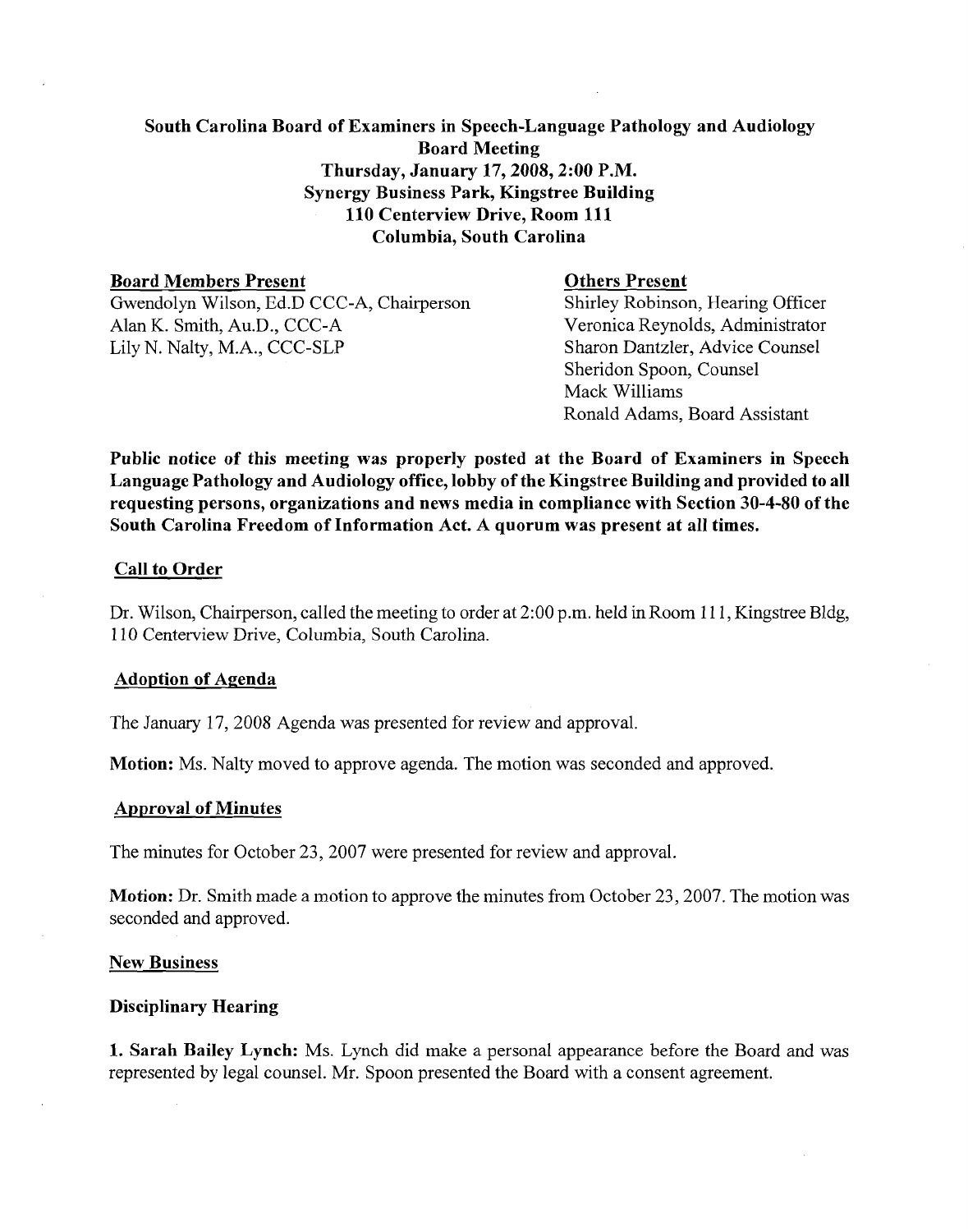**South Carolina Board of Examiners in Speech-Language Pathology and Audiology**
**Board Meeting**
**Thursday, January 17, 2008, 2:00 P.M.**
**Synergy Business Park, Kingstree Building**
**110 Centerview Drive, Room 111**
**Columbia, South Carolina**

**Board Members Present**
Gwendolyn Wilson, Ed.D CCC-A, Chairperson
Alan K. Smith, Au.D., CCC-A
Lily N. Nalty, M.A., CCC-SLP

**Others Present**
Shirley Robinson, Hearing Officer
Veronica Reynolds, Administrator
Sharon Dantzler, Advice Counsel
Sheridon Spoon, Counsel
Mack Williams
Ronald Adams, Board Assistant

**Public notice of this meeting was properly posted at the Board of Examiners in Speech Language Pathology and Audiology office, lobby of the Kingstree Building and provided to all requesting persons, organizations and news media in compliance with Section 30-4-80 of the South Carolina Freedom of Information Act. A quorum was present at all times.**

## Call to Order

Dr. Wilson, Chairperson, called the meeting to order at 2:00 p.m. held in Room 111, Kingstree Bldg, 110 Centerview Drive, Columbia, South Carolina.

## Adoption of Agenda

The January 17, 2008 Agenda was presented for review and approval.

**Motion:** Ms. Nalty moved to approve agenda. The motion was seconded and approved.

## Approval of Minutes

The minutes for October 23, 2007 were presented for review and approval.

**Motion:** Dr. Smith made a motion to approve the minutes from October 23, 2007. The motion was seconded and approved.

## New Business

### Disciplinary Hearing

**1. Sarah Bailey Lynch:** Ms. Lynch did make a personal appearance before the Board and was represented by legal counsel. Mr. Spoon presented the Board with a consent agreement.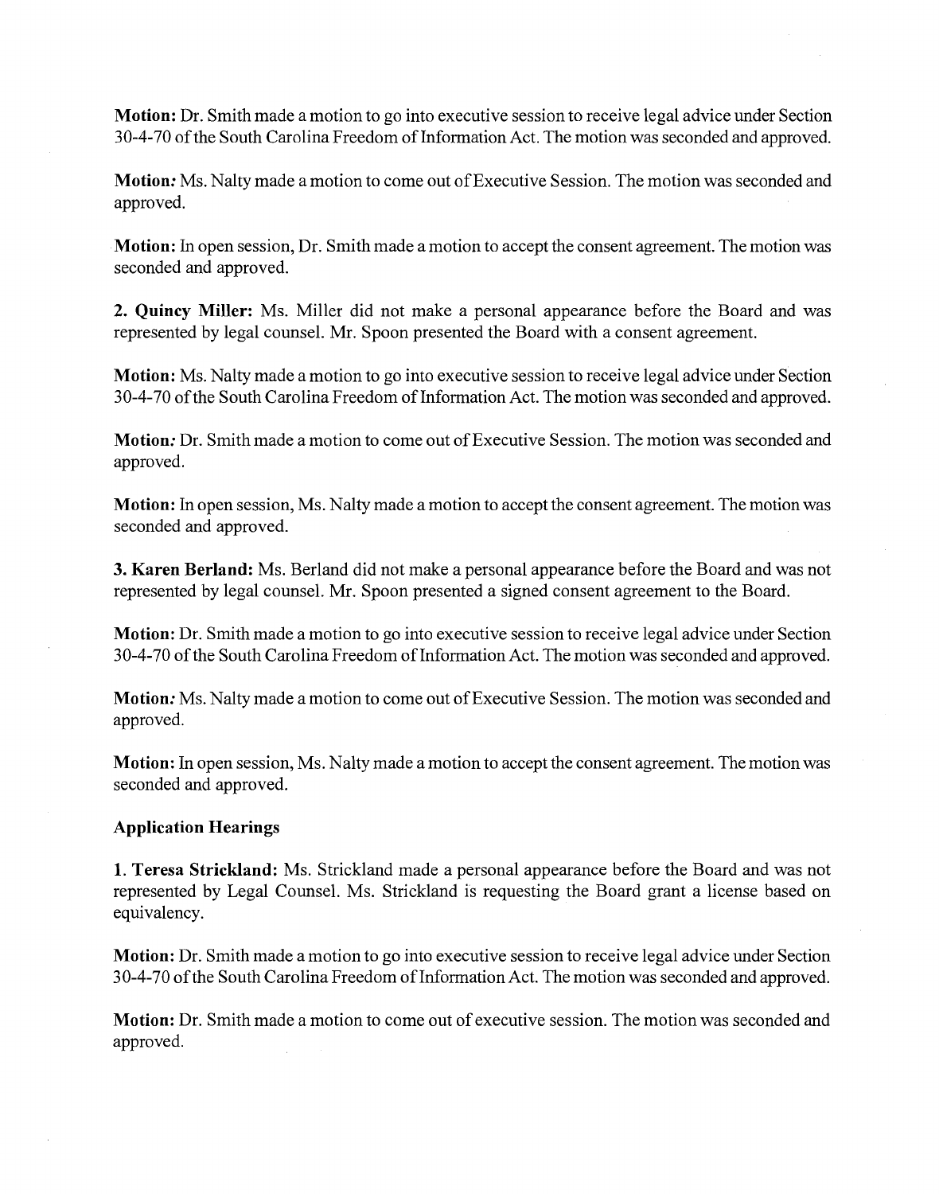**Motion:** Dr. Smith made a motion to go into executive session to receive legal advice under Section 30-4-70 of the South Carolina Freedom of Information Act. The motion was seconded and approved.

**Motion:** Ms. Nalty made a motion to come out of Executive Session. The motion was seconded and approved.

**Motion:** In open session, Dr. Smith made a motion to accept the consent agreement. The motion was seconded and approved.

**2. Quincy Miller:** Ms. Miller did not make a personal appearance before the Board and was represented by legal counsel. Mr. Spoon presented the Board with a consent agreement.

**Motion:** Ms. Nalty made a motion to go into executive session to receive legal advice under Section 30-4-70 of the South Carolina Freedom of Information Act. The motion was seconded and approved.

**Motion:** Dr. Smith made a motion to come out of Executive Session. The motion was seconded and approved.

**Motion:** In open session, Ms. Nalty made a motion to accept the consent agreement. The motion was seconded and approved.

**3. Karen Berland:** Ms. Berland did not make a personal appearance before the Board and was not represented by legal counsel. Mr. Spoon presented a signed consent agreement to the Board.

**Motion:** Dr. Smith made a motion to go into executive session to receive legal advice under Section 30-4-70 of the South Carolina Freedom of Information Act. The motion was seconded and approved.

**Motion:** Ms. Nalty made a motion to come out of Executive Session. The motion was seconded and approved.

**Motion:** In open session, Ms. Nalty made a motion to accept the consent agreement. The motion was seconded and approved.

**Application Hearings**

**1. Teresa Strickland:** Ms. Strickland made a personal appearance before the Board and was not represented by Legal Counsel. Ms. Strickland is requesting the Board grant a license based on equivalency.

**Motion:** Dr. Smith made a motion to go into executive session to receive legal advice under Section 30-4-70 of the South Carolina Freedom of Information Act. The motion was seconded and approved.

**Motion:** Dr. Smith made a motion to come out of executive session. The motion was seconded and approved.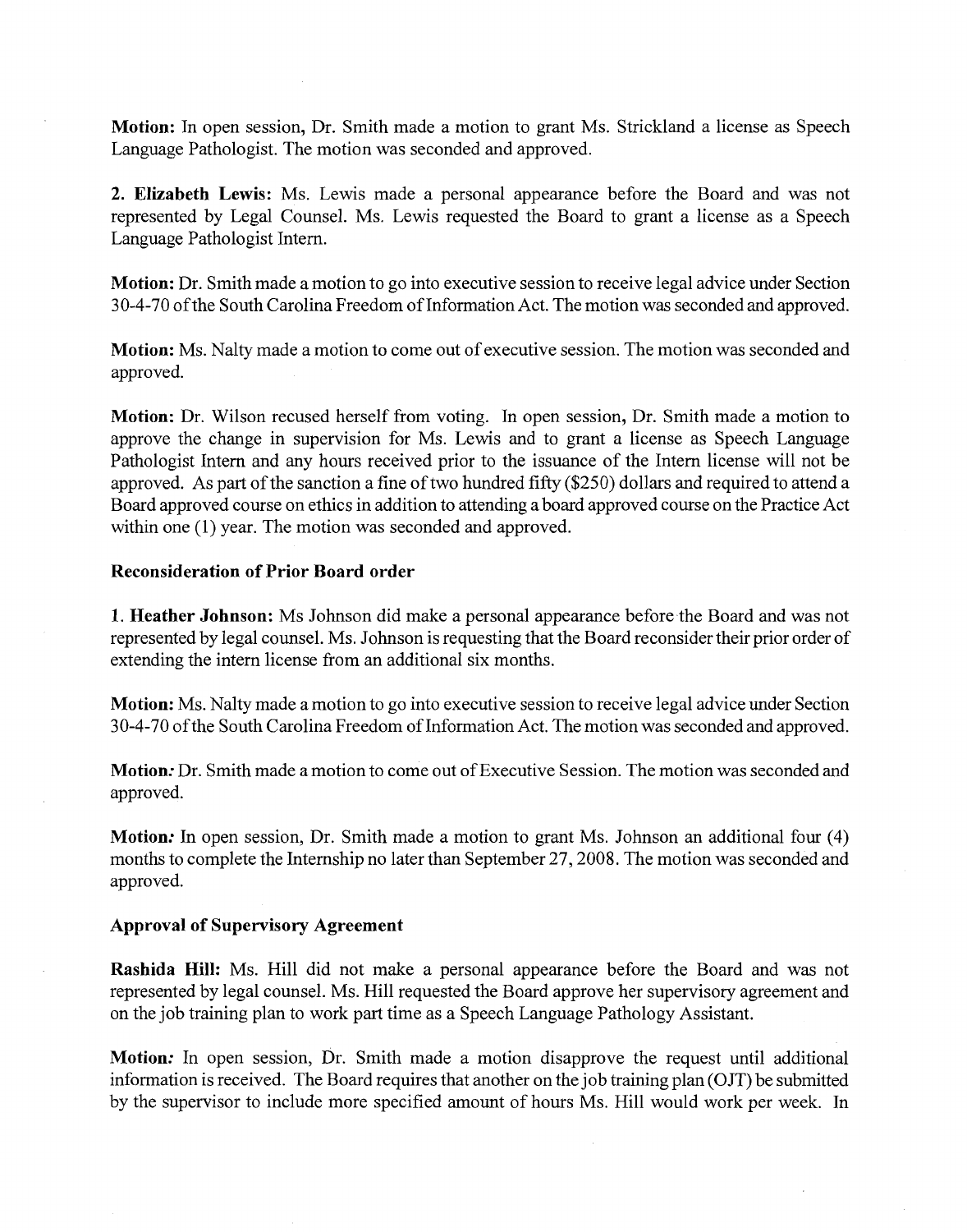**Motion:** In open session, Dr. Smith made a motion to grant Ms. Strickland a license as Speech Language Pathologist. The motion was seconded and approved.

**2. Elizabeth Lewis:** Ms. Lewis made a personal appearance before the Board and was not represented by Legal Counsel. Ms. Lewis requested the Board to grant a license as a Speech Language Pathologist Intern.

**Motion:** Dr. Smith made a motion to go into executive session to receive legal advice under Section 30-4-70 of the South Carolina Freedom of Information Act. The motion was seconded and approved.

**Motion:** Ms. Nalty made a motion to come out of executive session. The motion was seconded and approved.

**Motion:** Dr. Wilson recused herself from voting. In open session, Dr. Smith made a motion to approve the change in supervision for Ms. Lewis and to grant a license as Speech Language Pathologist Intern and any hours received prior to the issuance of the Intern license will not be approved. As part of the sanction a fine of two hundred fifty ($250) dollars and required to attend a Board approved course on ethics in addition to attending a board approved course on the Practice Act within one (1) year. The motion was seconded and approved.

**Reconsideration of Prior Board order**

**1. Heather Johnson:** Ms Johnson did make a personal appearance before the Board and was not represented by legal counsel. Ms. Johnson is requesting that the Board reconsider their prior order of extending the intern license from an additional six months.

**Motion:** Ms. Nalty made a motion to go into executive session to receive legal advice under Section 30-4-70 of the South Carolina Freedom of Information Act. The motion was seconded and approved.

**Motion:** Dr. Smith made a motion to come out of Executive Session. The motion was seconded and approved.

**Motion:** In open session, Dr. Smith made a motion to grant Ms. Johnson an additional four (4) months to complete the Internship no later than September 27, 2008. The motion was seconded and approved.

**Approval of Supervisory Agreement**

**Rashida Hill:** Ms. Hill did not make a personal appearance before the Board and was not represented by legal counsel. Ms. Hill requested the Board approve her supervisory agreement and on the job training plan to work part time as a Speech Language Pathology Assistant.

**Motion:** In open session, Dr. Smith made a motion disapprove the request until additional information is received. The Board requires that another on the job training plan (OJT) be submitted by the supervisor to include more specified amount of hours Ms. Hill would work per week. In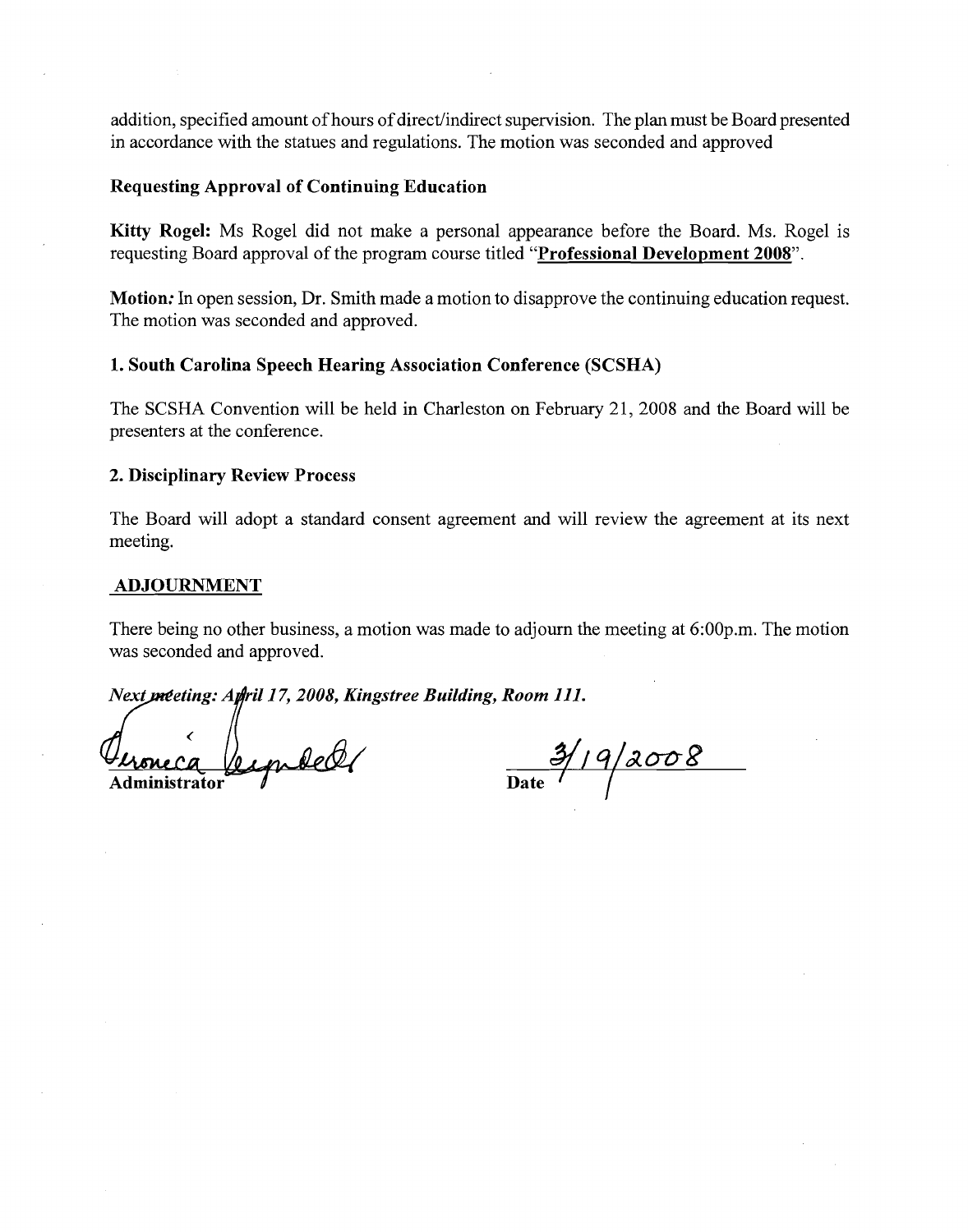addition, specified amount of hours of direct/indirect supervision. The plan must be Board presented in accordance with the statues and regulations. The motion was seconded and approved

**Requesting Approval of Continuing Education**

**Kitty Rogel:** Ms Rogel did not make a personal appearance before the Board. Ms. Rogel is requesting Board approval of the program course titled "**Professional Development 2008**".

**Motion:** In open session, Dr. Smith made a motion to disapprove the continuing education request. The motion was seconded and approved.

**1. South Carolina Speech Hearing Association Conference (SCSHA)**

The SCSHA Convention will be held in Charleston on February 21, 2008 and the Board will be presenters at the conference.

**2. Disciplinary Review Process**

The Board will adopt a standard consent agreement and will review the agreement at its next meeting.

**ADJOURNMENT**

There being no other business, a motion was made to adjourn the meeting at 6:00p.m. The motion was seconded and approved.

***Next meeting: April 17, 2008, Kingstree Building, Room 111.***

Veronica Reynolds
**Administrator**

3/19/2008
**Date**